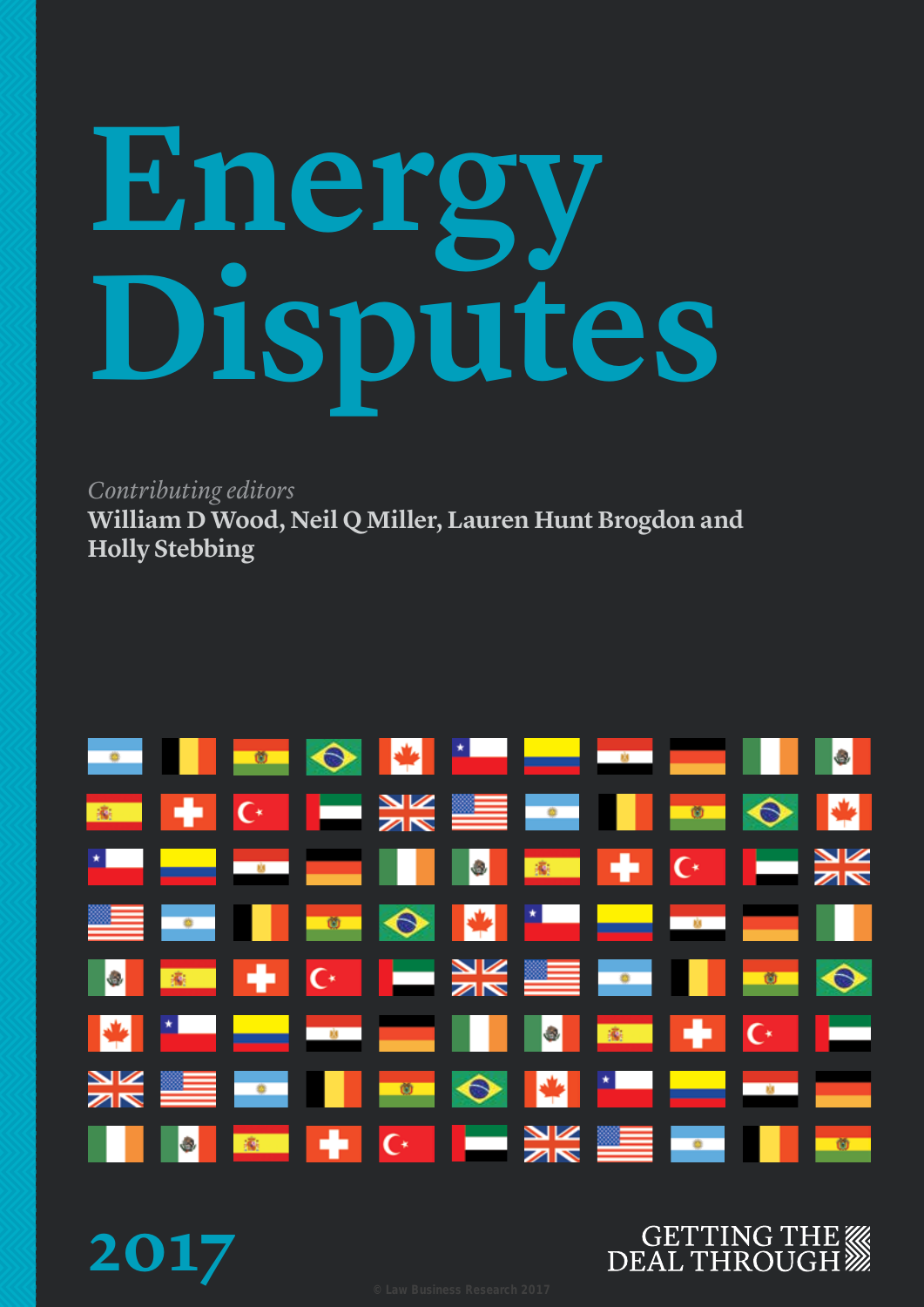# Energy Disputes

*Contributing editors*

**William D Wood, Neil Q Miller, Lauren Hunt Brogdon and Holly Stebbing**

2017

GETTING THE DEAL THROUGH

© Law Business Research 2017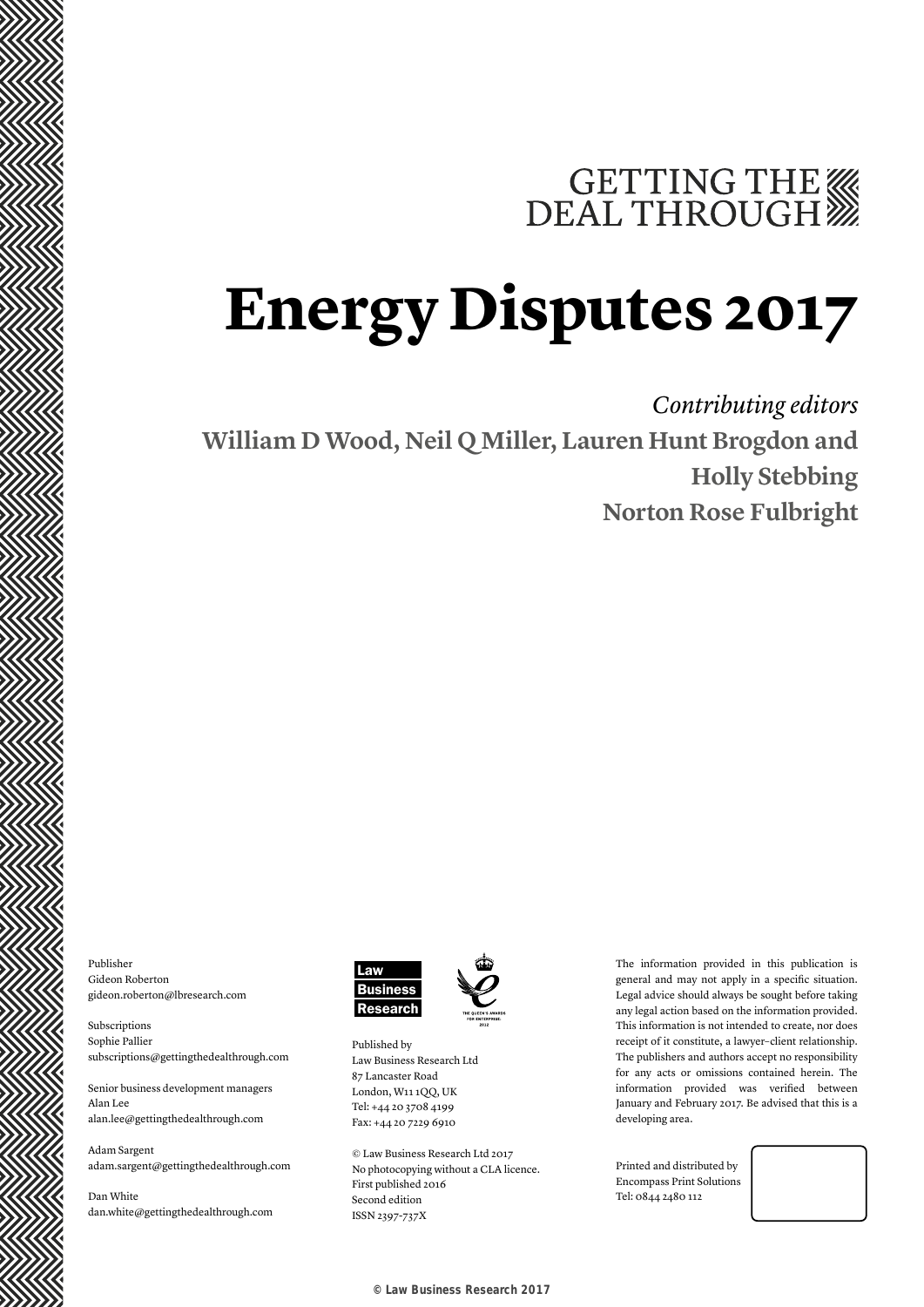GETTING THE DEAL THROUGH

# Energy Disputes 2017

*Contributing editors*

**William D Wood, Neil Q Miller, Lauren Hunt Brogdon and Holly Stebbing**

**Norton Rose Fulbright**

Publisher
Gideon Roberton
gideon.roberton@lbresearch.com

Subscriptions
Sophie Pallier
subscriptions@gettingthedealthrough.com

Senior business development managers
Alan Lee
alan.lee@gettingthedealthrough.com

Adam Sargent
adam.sargent@gettingthedealthrough.com

Dan White
dan.white@gettingthedealthrough.com

Law Business Research

Published by
Law Business Research Ltd
87 Lancaster Road
London, W11 1QQ, UK
Tel: +44 20 3708 4199
Fax: +44 20 7229 6910

© Law Business Research Ltd 2017
No photocopying without a CLA licence.
First published 2016
Second edition
ISSN 2397-737X

The information provided in this publication is general and may not apply in a specific situation. Legal advice should always be sought before taking any legal action based on the information provided. This information is not intended to create, nor does receipt of it constitute, a lawyer–client relationship. The publishers and authors accept no responsibility for any acts or omissions contained herein. The information provided was verified between January and February 2017. Be advised that this is a developing area.

Printed and distributed by
Encompass Print Solutions
Tel: 0844 2480 112

© Law Business Research 2017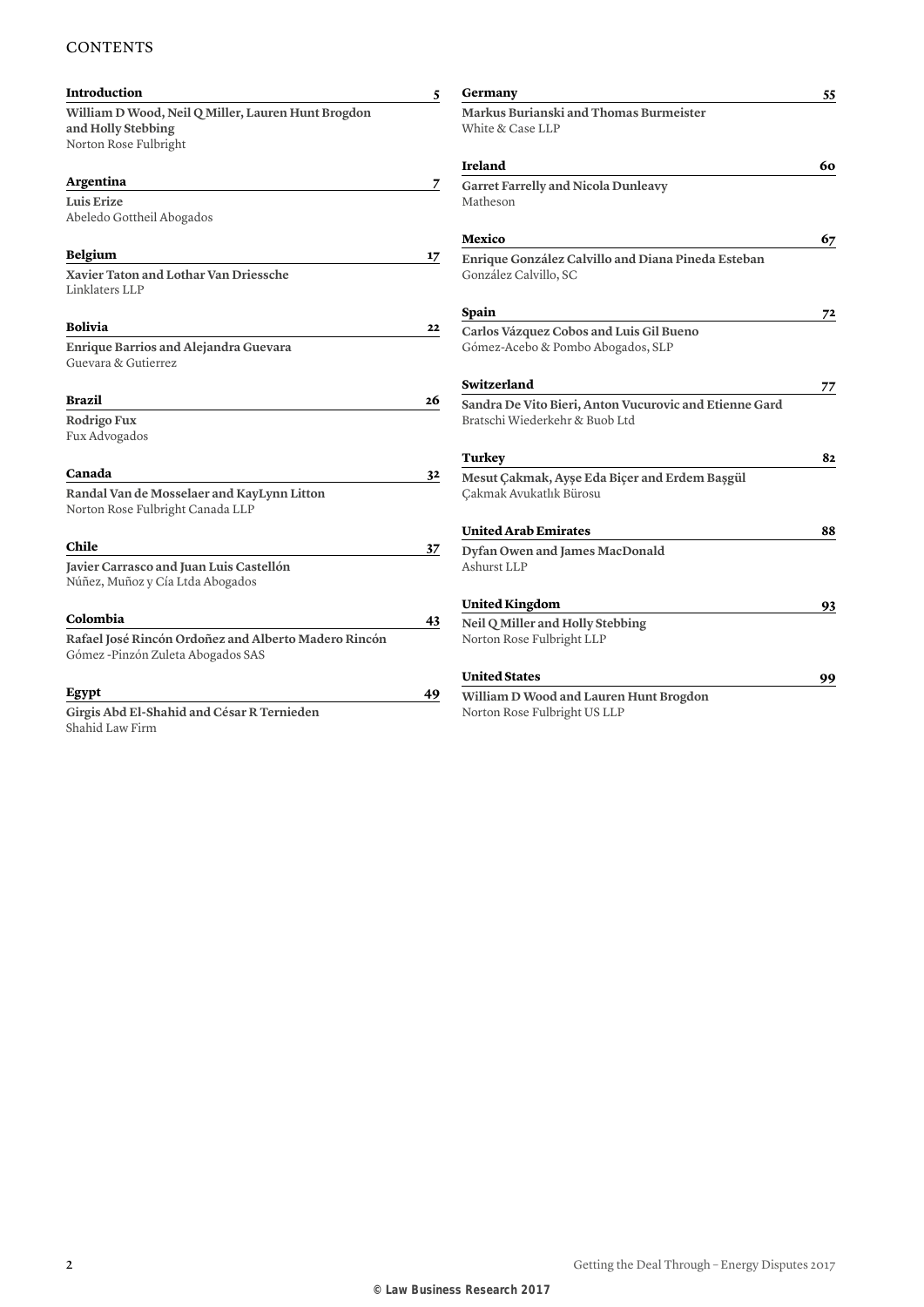# CONTENTS

**Introduction** 5

**William D Wood, Neil Q Miller, Lauren Hunt Brogdon and Holly Stebbing**
Norton Rose Fulbright

**Argentina** 7

**Luis Erize**
Abeledo Gottheil Abogados

**Belgium** 17

**Xavier Taton and Lothar Van Driessche**
Linklaters LLP

**Bolivia** 22

**Enrique Barrios and Alejandra Guevara**
Guevara & Gutierrez

**Brazil** 26

**Rodrigo Fux**
Fux Advogados

**Canada** 32

**Randal Van de Mosselaer and KayLynn Litton**
Norton Rose Fulbright Canada LLP

**Chile** 37

**Javier Carrasco and Juan Luis Castellón**
Núñez, Muñoz y Cía Ltda Abogados

**Colombia** 43

**Rafael José Rincón Ordoñez and Alberto Madero Rincón**
Gómez -Pinzón Zuleta Abogados SAS

**Egypt** 49

**Girgis Abd El-Shahid and César R Ternieden**
Shahid Law Firm

**Germany** 55

**Markus Burianski and Thomas Burmeister**
White & Case LLP

**Ireland** 60

**Garret Farrelly and Nicola Dunleavy**
Matheson

**Mexico** 67

**Enrique González Calvillo and Diana Pineda Esteban**
González Calvillo, SC

**Spain** 72

**Carlos Vázquez Cobos and Luis Gil Bueno**
Gómez-Acebo & Pombo Abogados, SLP

**Switzerland** 77

**Sandra De Vito Bieri, Anton Vucurovic and Etienne Gard**
Bratschi Wiederkehr & Buob Ltd

**Turkey** 82

**Mesut Çakmak, Ayşe Eda Biçer and Erdem Başgül**
Çakmak Avukatlık Bürosu

**United Arab Emirates** 88

**Dyfan Owen and James MacDonald**
Ashurst LLP

**United Kingdom** 93

**Neil Q Miller and Holly Stebbing**
Norton Rose Fulbright LLP

**United States** 99

**William D Wood and Lauren Hunt Brogdon**
Norton Rose Fulbright US LLP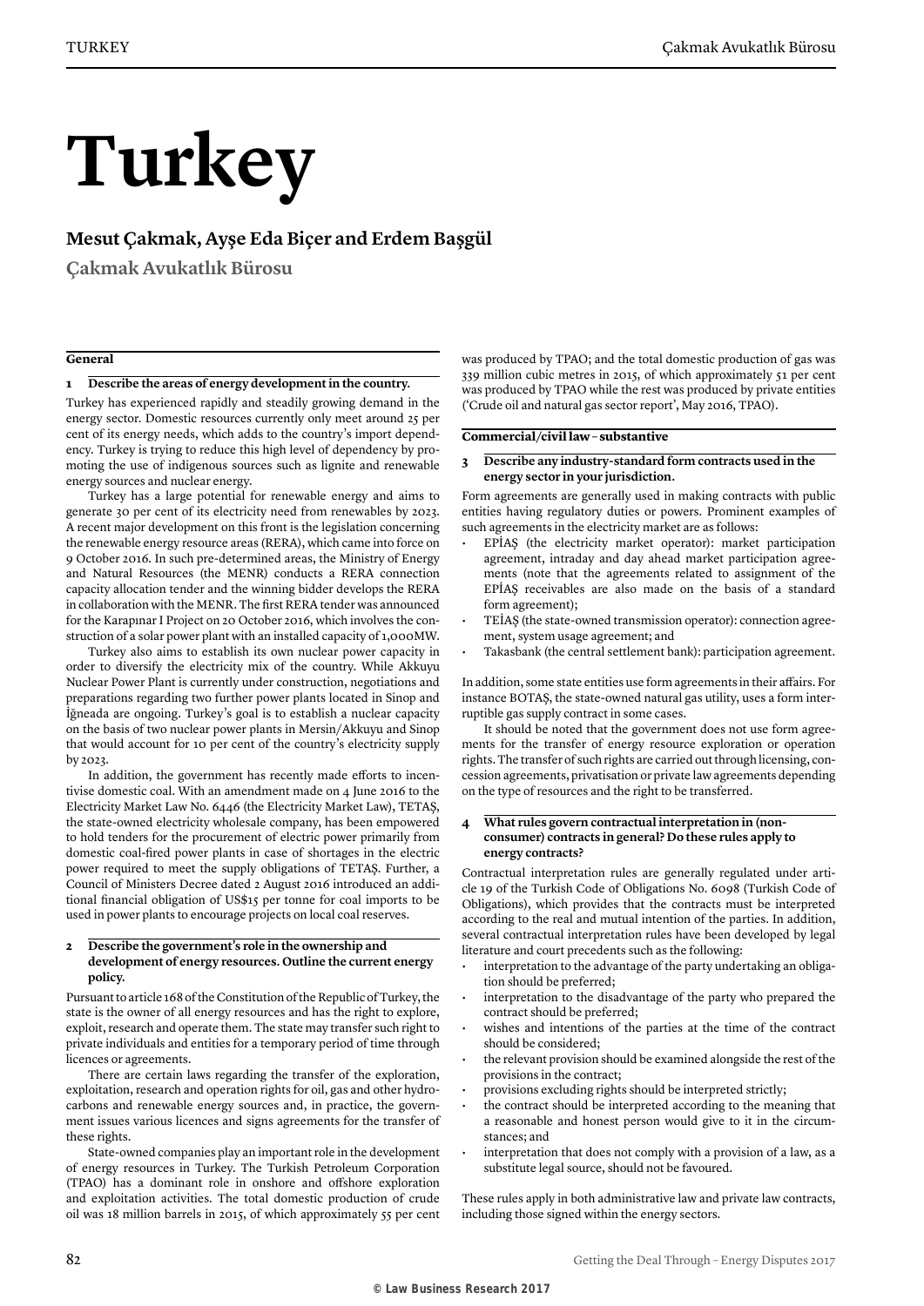# Turkey

## Mesut Çakmak, Ayşe Eda Biçer and Erdem Başgül

**Çakmak Avukatlık Bürosu**

### General

**1 Describe the areas of energy development in the country.**

Turkey has experienced rapidly and steadily growing demand in the energy sector. Domestic resources currently only meet around 25 per cent of its energy needs, which adds to the country's import dependency. Turkey is trying to reduce this high level of dependency by promoting the use of indigenous sources such as lignite and renewable energy sources and nuclear energy.

Turkey has a large potential for renewable energy and aims to generate 30 per cent of its electricity need from renewables by 2023. A recent major development on this front is the legislation concerning the renewable energy resource areas (RERA), which came into force on 9 October 2016. In such pre-determined areas, the Ministry of Energy and Natural Resources (the MENR) conducts a RERA connection capacity allocation tender and the winning bidder develops the RERA in collaboration with the MENR. The first RERA tender was announced for the Karapınar I Project on 20 October 2016, which involves the construction of a solar power plant with an installed capacity of 1,000MW.

Turkey also aims to establish its own nuclear power capacity in order to diversify the electricity mix of the country. While Akkuyu Nuclear Power Plant is currently under construction, negotiations and preparations regarding two further power plants located in Sinop and İğneada are ongoing. Turkey's goal is to establish a nuclear capacity on the basis of two nuclear power plants in Mersin/Akkuyu and Sinop that would account for 10 per cent of the country's electricity supply by 2023.

In addition, the government has recently made efforts to incentivise domestic coal. With an amendment made on 4 June 2016 to the Electricity Market Law No. 6446 (the Electricity Market Law), TETAŞ, the state-owned electricity wholesale company, has been empowered to hold tenders for the procurement of electric power primarily from domestic coal-fired power plants in case of shortages in the electric power required to meet the supply obligations of TETAŞ. Further, a Council of Ministers Decree dated 2 August 2016 introduced an additional financial obligation of US$15 per tonne for coal imports to be used in power plants to encourage projects on local coal reserves.

**2 Describe the government's role in the ownership and development of energy resources. Outline the current energy policy.**

Pursuant to article 168 of the Constitution of the Republic of Turkey, the state is the owner of all energy resources and has the right to explore, exploit, research and operate them. The state may transfer such right to private individuals and entities for a temporary period of time through licences or agreements.

There are certain laws regarding the transfer of the exploration, exploitation, research and operation rights for oil, gas and other hydrocarbons and renewable energy sources and, in practice, the government issues various licences and signs agreements for the transfer of these rights.

State-owned companies play an important role in the development of energy resources in Turkey. The Turkish Petroleum Corporation (TPAO) has a dominant role in onshore and offshore exploration and exploitation activities. The total domestic production of crude oil was 18 million barrels in 2015, of which approximately 55 per cent was produced by TPAO; and the total domestic production of gas was 339 million cubic metres in 2015, of which approximately 51 per cent was produced by TPAO while the rest was produced by private entities ('Crude oil and natural gas sector report', May 2016, TPAO).

### Commercial/civil law – substantive

**3 Describe any industry-standard form contracts used in the energy sector in your jurisdiction.**

Form agreements are generally used in making contracts with public entities having regulatory duties or powers. Prominent examples of such agreements in the electricity market are as follows:

- EPİAŞ (the electricity market operator): market participation agreement, intraday and day ahead market participation agreements (note that the agreements related to assignment of the EPİAŞ receivables are also made on the basis of a standard form agreement);
- TEİAŞ (the state-owned transmission operator): connection agreement, system usage agreement; and
- Takasbank (the central settlement bank): participation agreement.

In addition, some state entities use form agreements in their affairs. For instance BOTAŞ, the state-owned natural gas utility, uses a form interruptible gas supply contract in some cases.

It should be noted that the government does not use form agreements for the transfer of energy resource exploration or operation rights. The transfer of such rights are carried out through licensing, concession agreements, privatisation or private law agreements depending on the type of resources and the right to be transferred.

**4 What rules govern contractual interpretation in (non-consumer) contracts in general? Do these rules apply to energy contracts?**

Contractual interpretation rules are generally regulated under article 19 of the Turkish Code of Obligations No. 6098 (Turkish Code of Obligations), which provides that the contracts must be interpreted according to the real and mutual intention of the parties. In addition, several contractual interpretation rules have been developed by legal literature and court precedents such as the following:

- interpretation to the advantage of the party undertaking an obligation should be preferred;
- interpretation to the disadvantage of the party who prepared the contract should be preferred;
- wishes and intentions of the parties at the time of the contract should be considered;
- the relevant provision should be examined alongside the rest of the provisions in the contract;
- provisions excluding rights should be interpreted strictly;
- the contract should be interpreted according to the meaning that a reasonable and honest person would give to it in the circumstances; and
- interpretation that does not comply with a provision of a law, as a substitute legal source, should not be favoured.

These rules apply in both administrative law and private law contracts, including those signed within the energy sectors.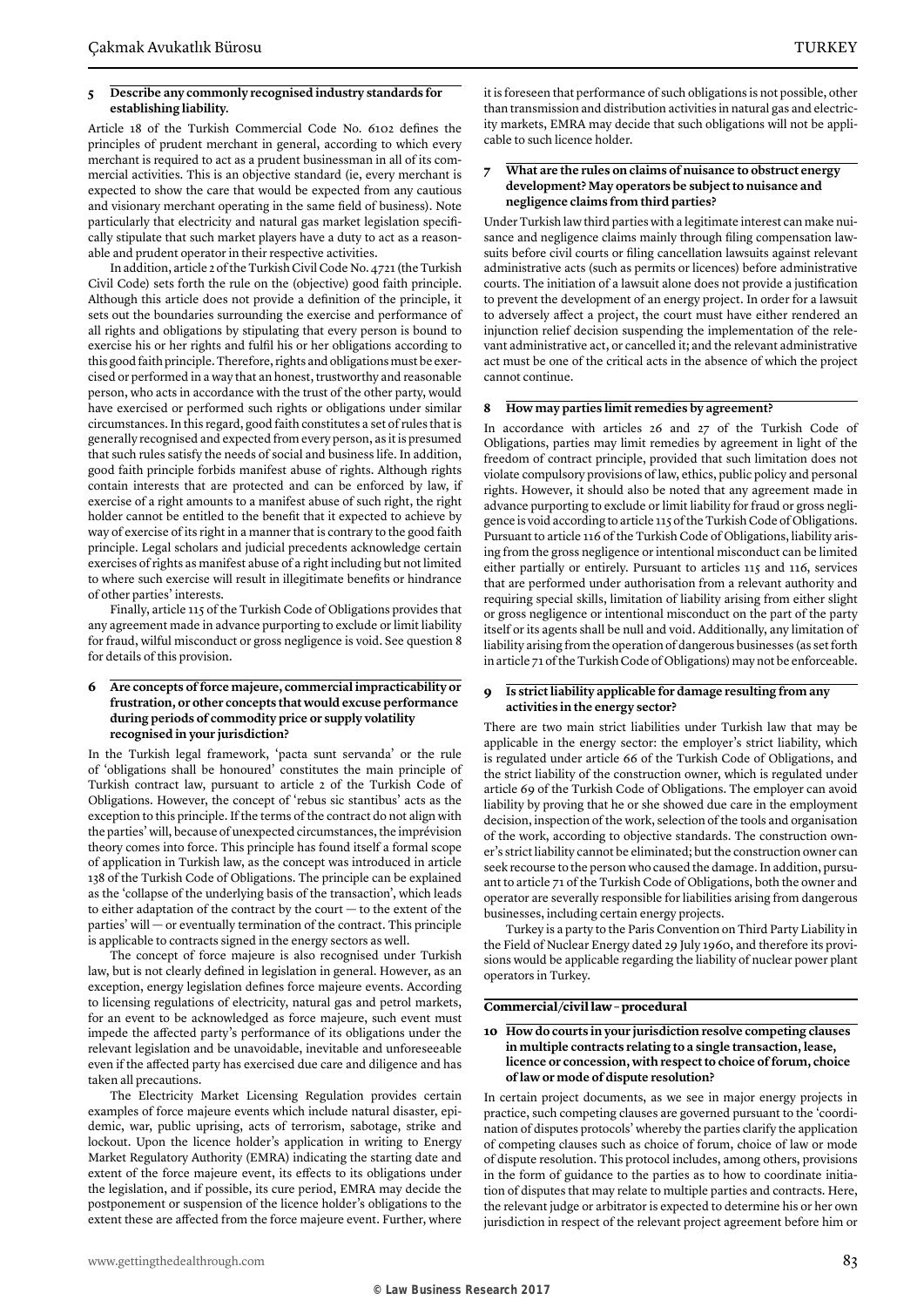### 5 Describe any commonly recognised industry standards for establishing liability.

Article 18 of the Turkish Commercial Code No. 6102 defines the principles of prudent merchant in general, according to which every merchant is required to act as a prudent businessman in all of its commercial activities. This is an objective standard (ie, every merchant is expected to show the care that would be expected from any cautious and visionary merchant operating in the same field of business). Note particularly that electricity and natural gas market legislation specifically stipulate that such market players have a duty to act as a reasonable and prudent operator in their respective activities.

In addition, article 2 of the Turkish Civil Code No. 4721 (the Turkish Civil Code) sets forth the rule on the (objective) good faith principle. Although this article does not provide a definition of the principle, it sets out the boundaries surrounding the exercise and performance of all rights and obligations by stipulating that every person is bound to exercise his or her rights and fulfil his or her obligations according to this good faith principle. Therefore, rights and obligations must be exercised or performed in a way that an honest, trustworthy and reasonable person, who acts in accordance with the trust of the other party, would have exercised or performed such rights or obligations under similar circumstances. In this regard, good faith constitutes a set of rules that is generally recognised and expected from every person, as it is presumed that such rules satisfy the needs of social and business life. In addition, good faith principle forbids manifest abuse of rights. Although rights contain interests that are protected and can be enforced by law, if exercise of a right amounts to a manifest abuse of such right, the right holder cannot be entitled to the benefit that it expected to achieve by way of exercise of its right in a manner that is contrary to the good faith principle. Legal scholars and judicial precedents acknowledge certain exercises of rights as manifest abuse of a right including but not limited to where such exercise will result in illegitimate benefits or hindrance of other parties' interests.

Finally, article 115 of the Turkish Code of Obligations provides that any agreement made in advance purporting to exclude or limit liability for fraud, wilful misconduct or gross negligence is void. See question 8 for details of this provision.

### 6 Are concepts of force majeure, commercial impracticability or frustration, or other concepts that would excuse performance during periods of commodity price or supply volatility recognised in your jurisdiction?

In the Turkish legal framework, 'pacta sunt servanda' or the rule of 'obligations shall be honoured' constitutes the main principle of Turkish contract law, pursuant to article 2 of the Turkish Code of Obligations. However, the concept of 'rebus sic stantibus' acts as the exception to this principle. If the terms of the contract do not align with the parties' will, because of unexpected circumstances, the imprévision theory comes into force. This principle has found itself a formal scope of application in Turkish law, as the concept was introduced in article 138 of the Turkish Code of Obligations. The principle can be explained as the 'collapse of the underlying basis of the transaction', which leads to either adaptation of the contract by the court — to the extent of the parties' will — or eventually termination of the contract. This principle is applicable to contracts signed in the energy sectors as well.

The concept of force majeure is also recognised under Turkish law, but is not clearly defined in legislation in general. However, as an exception, energy legislation defines force majeure events. According to licensing regulations of electricity, natural gas and petrol markets, for an event to be acknowledged as force majeure, such event must impede the affected party's performance of its obligations under the relevant legislation and be unavoidable, inevitable and unforeseeable even if the affected party has exercised due care and diligence and has taken all precautions.

The Electricity Market Licensing Regulation provides certain examples of force majeure events which include natural disaster, epidemic, war, public uprising, acts of terrorism, sabotage, strike and lockout. Upon the licence holder's application in writing to Energy Market Regulatory Authority (EMRA) indicating the starting date and extent of the force majeure event, its effects to its obligations under the legislation, and if possible, its cure period, EMRA may decide the postponement or suspension of the licence holder's obligations to the extent these are affected from the force majeure event. Further, where it is foreseen that performance of such obligations is not possible, other than transmission and distribution activities in natural gas and electricity markets, EMRA may decide that such obligations will not be applicable to such licence holder.

### 7 What are the rules on claims of nuisance to obstruct energy development? May operators be subject to nuisance and negligence claims from third parties?

Under Turkish law third parties with a legitimate interest can make nuisance and negligence claims mainly through filing compensation lawsuits before civil courts or filing cancellation lawsuits against relevant administrative acts (such as permits or licences) before administrative courts. The initiation of a lawsuit alone does not provide a justification to prevent the development of an energy project. In order for a lawsuit to adversely affect a project, the court must have either rendered an injunction relief decision suspending the implementation of the relevant administrative act, or cancelled it; and the relevant administrative act must be one of the critical acts in the absence of which the project cannot continue.

### 8 How may parties limit remedies by agreement?

In accordance with articles 26 and 27 of the Turkish Code of Obligations, parties may limit remedies by agreement in light of the freedom of contract principle, provided that such limitation does not violate compulsory provisions of law, ethics, public policy and personal rights. However, it should also be noted that any agreement made in advance purporting to exclude or limit liability for fraud or gross negligence is void according to article 115 of the Turkish Code of Obligations. Pursuant to article 116 of the Turkish Code of Obligations, liability arising from the gross negligence or intentional misconduct can be limited either partially or entirely. Pursuant to articles 115 and 116, services that are performed under authorisation from a relevant authority and requiring special skills, limitation of liability arising from either slight or gross negligence or intentional misconduct on the part of the party itself or its agents shall be null and void. Additionally, any limitation of liability arising from the operation of dangerous businesses (as set forth in article 71 of the Turkish Code of Obligations) may not be enforceable.

### 9 Is strict liability applicable for damage resulting from any activities in the energy sector?

There are two main strict liabilities under Turkish law that may be applicable in the energy sector: the employer's strict liability, which is regulated under article 66 of the Turkish Code of Obligations, and the strict liability of the construction owner, which is regulated under article 69 of the Turkish Code of Obligations. The employer can avoid liability by proving that he or she showed due care in the employment decision, inspection of the work, selection of the tools and organisation of the work, according to objective standards. The construction owner's strict liability cannot be eliminated; but the construction owner can seek recourse to the person who caused the damage. In addition, pursuant to article 71 of the Turkish Code of Obligations, both the owner and operator are severally responsible for liabilities arising from dangerous businesses, including certain energy projects.

Turkey is a party to the Paris Convention on Third Party Liability in the Field of Nuclear Energy dated 29 July 1960, and therefore its provisions would be applicable regarding the liability of nuclear power plant operators in Turkey.

## Commercial/civil law – procedural

### 10 How do courts in your jurisdiction resolve competing clauses in multiple contracts relating to a single transaction, lease, licence or concession, with respect to choice of forum, choice of law or mode of dispute resolution?

In certain project documents, as we see in major energy projects in practice, such competing clauses are governed pursuant to the 'coordination of disputes protocols' whereby the parties clarify the application of competing clauses such as choice of forum, choice of law or mode of dispute resolution. This protocol includes, among others, provisions in the form of guidance to the parties as to how to coordinate initiation of disputes that may relate to multiple parties and contracts. Here, the relevant judge or arbitrator is expected to determine his or her own jurisdiction in respect of the relevant project agreement before him or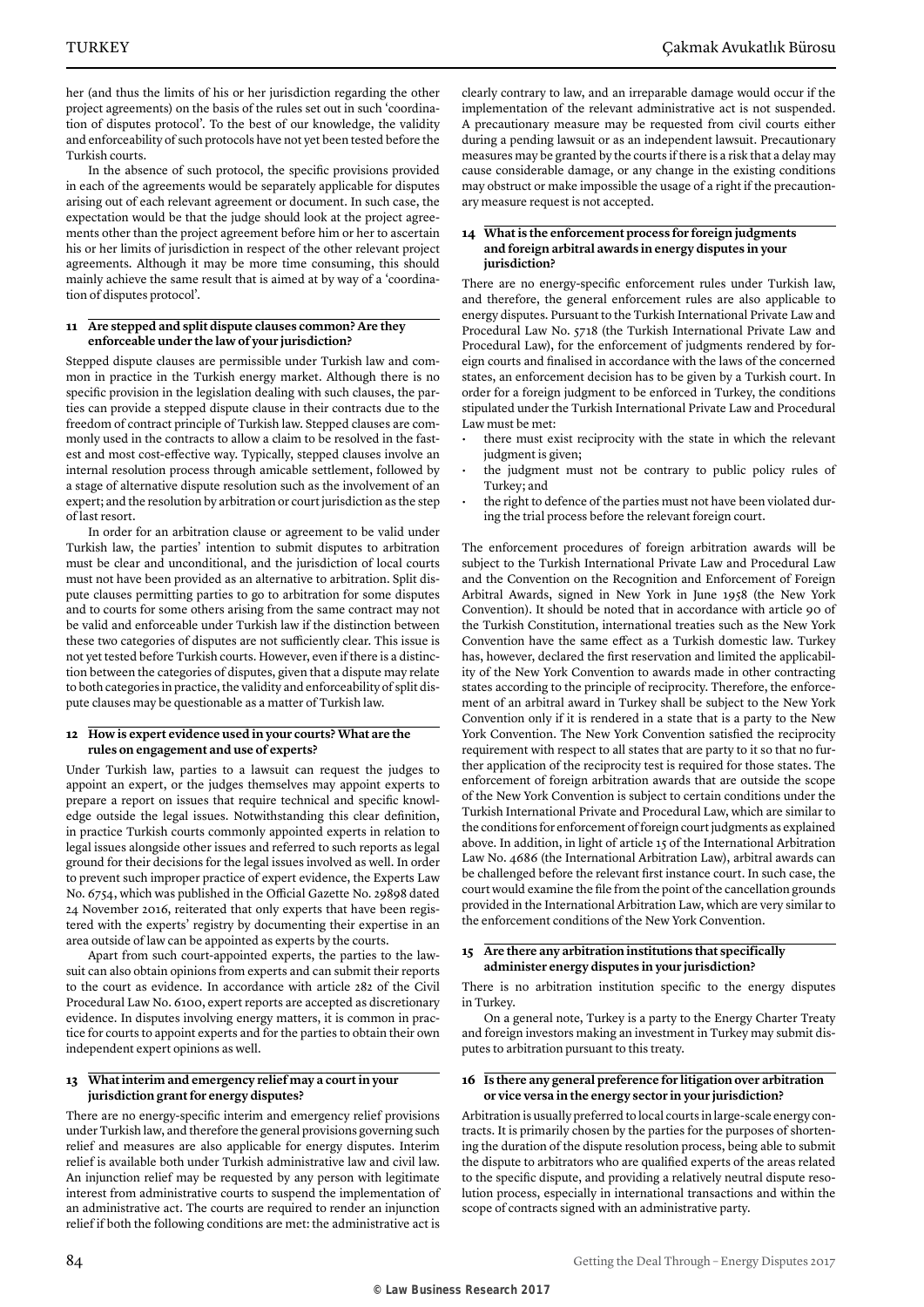her (and thus the limits of his or her jurisdiction regarding the other project agreements) on the basis of the rules set out in such 'coordination of disputes protocol'. To the best of our knowledge, the validity and enforceability of such protocols have not yet been tested before the Turkish courts.

In the absence of such protocol, the specific provisions provided in each of the agreements would be separately applicable for disputes arising out of each relevant agreement or document. In such case, the expectation would be that the judge should look at the project agreements other than the project agreement before him or her to ascertain his or her limits of jurisdiction in respect of the other relevant project agreements. Although it may be more time consuming, this should mainly achieve the same result that is aimed at by way of a 'coordination of disputes protocol'.

### 11 Are stepped and split dispute clauses common? Are they enforceable under the law of your jurisdiction?

Stepped dispute clauses are permissible under Turkish law and common in practice in the Turkish energy market. Although there is no specific provision in the legislation dealing with such clauses, the parties can provide a stepped dispute clause in their contracts due to the freedom of contract principle of Turkish law. Stepped clauses are commonly used in the contracts to allow a claim to be resolved in the fastest and most cost-effective way. Typically, stepped clauses involve an internal resolution process through amicable settlement, followed by a stage of alternative dispute resolution such as the involvement of an expert; and the resolution by arbitration or court jurisdiction as the step of last resort.

In order for an arbitration clause or agreement to be valid under Turkish law, the parties' intention to submit disputes to arbitration must be clear and unconditional, and the jurisdiction of local courts must not have been provided as an alternative to arbitration. Split dispute clauses permitting parties to go to arbitration for some disputes and to courts for some others arising from the same contract may not be valid and enforceable under Turkish law if the distinction between these two categories of disputes are not sufficiently clear. This issue is not yet tested before Turkish courts. However, even if there is a distinction between the categories of disputes, given that a dispute may relate to both categories in practice, the validity and enforceability of split dispute clauses may be questionable as a matter of Turkish law.

### 12 How is expert evidence used in your courts? What are the rules on engagement and use of experts?

Under Turkish law, parties to a lawsuit can request the judges to appoint an expert, or the judges themselves may appoint experts to prepare a report on issues that require technical and specific knowledge outside the legal issues. Notwithstanding this clear definition, in practice Turkish courts commonly appointed experts in relation to legal issues alongside other issues and referred to such reports as legal ground for their decisions for the legal issues involved as well. In order to prevent such improper practice of expert evidence, the Experts Law No. 6754, which was published in the Official Gazette No. 29898 dated 24 November 2016, reiterated that only experts that have been registered with the experts' registry by documenting their expertise in an area outside of law can be appointed as experts by the courts.

Apart from such court-appointed experts, the parties to the lawsuit can also obtain opinions from experts and can submit their reports to the court as evidence. In accordance with article 282 of the Civil Procedural Law No. 6100, expert reports are accepted as discretionary evidence. In disputes involving energy matters, it is common in practice for courts to appoint experts and for the parties to obtain their own independent expert opinions as well.

### 13 What interim and emergency relief may a court in your jurisdiction grant for energy disputes?

There are no energy-specific interim and emergency relief provisions under Turkish law, and therefore the general provisions governing such relief and measures are also applicable for energy disputes. Interim relief is available both under Turkish administrative law and civil law. An injunction relief may be requested by any person with legitimate interest from administrative courts to suspend the implementation of an administrative act. The courts are required to render an injunction relief if both the following conditions are met: the administrative act is clearly contrary to law, and an irreparable damage would occur if the implementation of the relevant administrative act is not suspended. A precautionary measure may be requested from civil courts either during a pending lawsuit or as an independent lawsuit. Precautionary measures may be granted by the courts if there is a risk that a delay may cause considerable damage, or any change in the existing conditions may obstruct or make impossible the usage of a right if the precautionary measure request is not accepted.

### 14 What is the enforcement process for foreign judgments and foreign arbitral awards in energy disputes in your jurisdiction?

There are no energy-specific enforcement rules under Turkish law, and therefore, the general enforcement rules are also applicable to energy disputes. Pursuant to the Turkish International Private Law and Procedural Law No. 5718 (the Turkish International Private Law and Procedural Law), for the enforcement of judgments rendered by foreign courts and finalised in accordance with the laws of the concerned states, an enforcement decision has to be given by a Turkish court. In order for a foreign judgment to be enforced in Turkey, the conditions stipulated under the Turkish International Private Law and Procedural Law must be met:

- there must exist reciprocity with the state in which the relevant judgment is given;
- the judgment must not be contrary to public policy rules of Turkey; and
- the right to defence of the parties must not have been violated during the trial process before the relevant foreign court.

The enforcement procedures of foreign arbitration awards will be subject to the Turkish International Private Law and Procedural Law and the Convention on the Recognition and Enforcement of Foreign Arbitral Awards, signed in New York in June 1958 (the New York Convention). It should be noted that in accordance with article 90 of the Turkish Constitution, international treaties such as the New York Convention have the same effect as a Turkish domestic law. Turkey has, however, declared the first reservation and limited the applicability of the New York Convention to awards made in other contracting states according to the principle of reciprocity. Therefore, the enforcement of an arbitral award in Turkey shall be subject to the New York Convention only if it is rendered in a state that is a party to the New York Convention. The New York Convention satisfied the reciprocity requirement with respect to all states that are party to it so that no further application of the reciprocity test is required for those states. The enforcement of foreign arbitration awards that are outside the scope of the New York Convention is subject to certain conditions under the Turkish International Private and Procedural Law, which are similar to the conditions for enforcement of foreign court judgments as explained above. In addition, in light of article 15 of the International Arbitration Law No. 4686 (the International Arbitration Law), arbitral awards can be challenged before the relevant first instance court. In such case, the court would examine the file from the point of the cancellation grounds provided in the International Arbitration Law, which are very similar to the enforcement conditions of the New York Convention.

### 15 Are there any arbitration institutions that specifically administer energy disputes in your jurisdiction?

There is no arbitration institution specific to the energy disputes in Turkey.

On a general note, Turkey is a party to the Energy Charter Treaty and foreign investors making an investment in Turkey may submit disputes to arbitration pursuant to this treaty.

### 16 Is there any general preference for litigation over arbitration or vice versa in the energy sector in your jurisdiction?

Arbitration is usually preferred to local courts in large-scale energy contracts. It is primarily chosen by the parties for the purposes of shortening the duration of the dispute resolution process, being able to submit the dispute to arbitrators who are qualified experts of the areas related to the specific dispute, and providing a relatively neutral dispute resolution process, especially in international transactions and within the scope of contracts signed with an administrative party.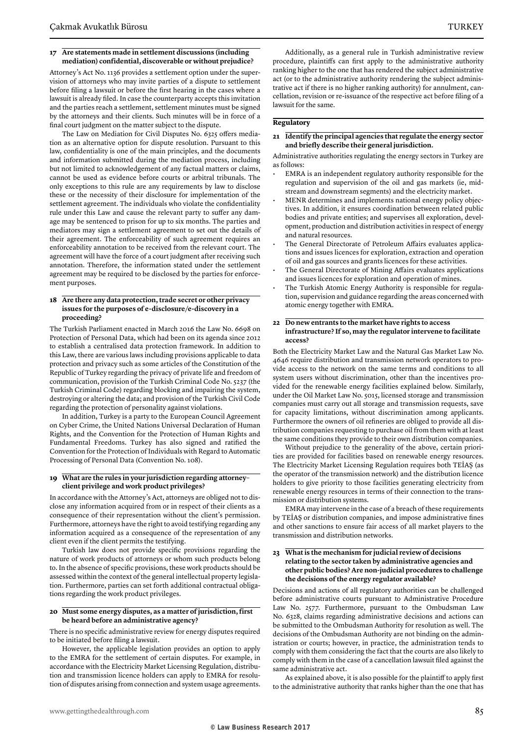### 17 Are statements made in settlement discussions (including mediation) confidential, discoverable or without prejudice?

Attorney's Act No. 1136 provides a settlement option under the supervision of attorneys who may invite parties of a dispute to settlement before filing a lawsuit or before the first hearing in the cases where a lawsuit is already filed. In case the counterparty accepts this invitation and the parties reach a settlement, settlement minutes must be signed by the attorneys and their clients. Such minutes will be in force of a final court judgment on the matter subject to the dispute.

The Law on Mediation for Civil Disputes No. 6325 offers mediation as an alternative option for dispute resolution. Pursuant to this law, confidentiality is one of the main principles, and the documents and information submitted during the mediation process, including but not limited to acknowledgement of any factual matters or claims, cannot be used as evidence before courts or arbitral tribunals. The only exceptions to this rule are any requirements by law to disclose these or the necessity of their disclosure for implementation of the settlement agreement. The individuals who violate the confidentiality rule under this Law and cause the relevant party to suffer any damage may be sentenced to prison for up to six months. The parties and mediators may sign a settlement agreement to set out the details of their agreement. The enforceability of such agreement requires an enforceability annotation to be received from the relevant court. The agreement will have the force of a court judgment after receiving such annotation. Therefore, the information stated under the settlement agreement may be required to be disclosed by the parties for enforcement purposes.

### 18 Are there any data protection, trade secret or other privacy issues for the purposes of e-disclosure/e-discovery in a proceeding?

The Turkish Parliament enacted in March 2016 the Law No. 6698 on Protection of Personal Data, which had been on its agenda since 2012 to establish a centralised data protection framework. In addition to this Law, there are various laws including provisions applicable to data protection and privacy such as some articles of the Constitution of the Republic of Turkey regarding the privacy of private life and freedom of communication, provision of the Turkish Criminal Code No. 5237 (the Turkish Criminal Code) regarding blocking and impairing the system, destroying or altering the data; and provision of the Turkish Civil Code regarding the protection of personality against violations.

In addition, Turkey is a party to the European Council Agreement on Cyber Crime, the United Nations Universal Declaration of Human Rights, and the Convention for the Protection of Human Rights and Fundamental Freedoms. Turkey has also signed and ratified the Convention for the Protection of Individuals with Regard to Automatic Processing of Personal Data (Convention No. 108).

### 19 What are the rules in your jurisdiction regarding attorney–client privilege and work product privileges?

In accordance with the Attorney's Act, attorneys are obliged not to disclose any information acquired from or in respect of their clients as a consequence of their representation without the client's permission. Furthermore, attorneys have the right to avoid testifying regarding any information acquired as a consequence of the representation of any client even if the client permits the testifying.

Turkish law does not provide specific provisions regarding the nature of work products of attorneys or whom such products belong to. In the absence of specific provisions, these work products should be assessed within the context of the general intellectual property legislation. Furthermore, parties can set forth additional contractual obligations regarding the work product privileges.

### 20 Must some energy disputes, as a matter of jurisdiction, first be heard before an administrative agency?

There is no specific administrative review for energy disputes required to be initiated before filing a lawsuit.

However, the applicable legislation provides an option to apply to the EMRA for the settlement of certain disputes. For example, in accordance with the Electricity Market Licensing Regulation, distribution and transmission licence holders can apply to EMRA for resolution of disputes arising from connection and system usage agreements.

Additionally, as a general rule in Turkish administrative review procedure, plaintiffs can first apply to the administrative authority ranking higher to the one that has rendered the subject administrative act (or to the administrative authority rendering the subject administrative act if there is no higher ranking authority) for annulment, cancellation, revision or re-issuance of the respective act before filing of a lawsuit for the same.

## Regulatory

### 21 Identify the principal agencies that regulate the energy sector and briefly describe their general jurisdiction.

Administrative authorities regulating the energy sectors in Turkey are as follows:

- EMRA is an independent regulatory authority responsible for the regulation and supervision of the oil and gas markets (ie, midstream and downstream segments) and the electricity market.
- MENR determines and implements national energy policy objectives. In addition, it ensures coordination between related public bodies and private entities; and supervises all exploration, development, production and distribution activities in respect of energy and natural resources.
- The General Directorate of Petroleum Affairs evaluates applications and issues licences for exploration, extraction and operation of oil and gas sources and grants licences for these activities.
- The General Directorate of Mining Affairs evaluates applications and issues licences for exploration and operation of mines.
- The Turkish Atomic Energy Authority is responsible for regulation, supervision and guidance regarding the areas concerned with atomic energy together with EMRA.

### 22 Do new entrants to the market have rights to access infrastructure? If so, may the regulator intervene to facilitate access?

Both the Electricity Market Law and the Natural Gas Market Law No. 4646 require distribution and transmission network operators to provide access to the network on the same terms and conditions to all system users without discrimination, other than the incentives provided for the renewable energy facilities explained below. Similarly, under the Oil Market Law No. 5015, licensed storage and transmission companies must carry out all storage and transmission requests, save for capacity limitations, without discrimination among applicants. Furthermore the owners of oil refineries are obliged to provide all distribution companies requesting to purchase oil from them with at least the same conditions they provide to their own distribution companies.

Without prejudice to the generality of the above, certain priorities are provided for facilities based on renewable energy resources. The Electricity Market Licensing Regulation requires both TEİAŞ (as the operator of the transmission network) and the distribution licence holders to give priority to those facilities generating electricity from renewable energy resources in terms of their connection to the transmission or distribution systems.

EMRA may intervene in the case of a breach of these requirements by TEİAŞ or distribution companies, and impose administrative fines and other sanctions to ensure fair access of all market players to the transmission and distribution networks.

### 23 What is the mechanism for judicial review of decisions relating to the sector taken by administrative agencies and other public bodies? Are non-judicial procedures to challenge the decisions of the energy regulator available?

Decisions and actions of all regulatory authorities can be challenged before administrative courts pursuant to Administrative Procedure Law No. 2577. Furthermore, pursuant to the Ombudsman Law No. 6328, claims regarding administrative decisions and actions can be submitted to the Ombudsman Authority for resolution as well. The decisions of the Ombudsman Authority are not binding on the administration or courts; however, in practice, the administration tends to comply with them considering the fact that the courts are also likely to comply with them in the case of a cancellation lawsuit filed against the same administrative act.

As explained above, it is also possible for the plaintiff to apply first to the administrative authority that ranks higher than the one that has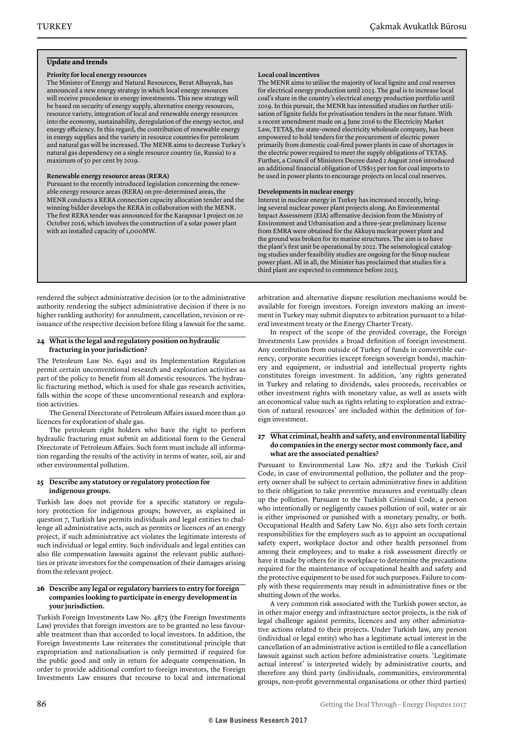## Update and trends

**Priority for local energy resources**

The Minister of Energy and Natural Resources, Berat Albayrak, has announced a new energy strategy in which local energy resources will receive precedence in energy investments. This new strategy will be based on security of energy supply, alternative energy resources, resource variety, integration of local and renewable energy resources into the economy, sustainability, deregulation of the energy sector, and energy efficiency. In this regard, the contribution of renewable energy in energy supplies and the variety in resource countries for petroleum and natural gas will be increased. The MENR aims to decrease Turkey's natural gas dependency on a single resource country (ie, Russia) to a maximum of 50 per cent by 2019.

**Renewable energy resource areas (RERA)**

Pursuant to the recently introduced legislation concerning the renewable energy resource areas (RERA) on pre-determined areas, the MENR conducts a RERA connection capacity allocation tender and the winning bidder develops the RERA in collaboration with the MENR. The first RERA tender was announced for the Karapınar I project on 20 October 2016, which involves the construction of a solar power plant with an installed capacity of 1,000MW.

**Local coal incentives**

The MENR aims to utilise the majority of local lignite and coal reserves for electrical energy production until 2023. The goal is to increase local coal's share in the country's electrical energy production portfolio until 2019. In this pursuit, the MENR has intensified studies on further utilisation of lignite fields for privatisation tenders in the near future. With a recent amendment made on 4 June 2016 to the Electricity Market Law, TETAŞ, the state-owned electricity wholesale company, has been empowered to hold tenders for the procurement of electric power primarily from domestic coal-fired power plants in case of shortages in the electric power required to meet the supply obligations of TETAŞ. Further, a Council of Ministers Decree dated 2 August 2016 introduced an additional financial obligation of US$15 per ton for coal imports to be used in power plants to encourage projects on local coal reserves.

**Developments in nuclear energy**

Interest in nuclear energy in Turkey has increased recently, bringing several nuclear power plant projects along. An Environmental Impact Assessment (EIA) affirmative decision from the Ministry of Environment and Urbanisation and a three-year preliminary license from EMRA were obtained for the Akkuyu nuclear power plant and the ground was broken for its marine structures. The aim is to have the plant's first unit be operational by 2022. The seismological cataloging studies under feasibility studies are ongoing for the Sinop nuclear power plant. All in all, the Minister has proclaimed that studies for a third plant are expected to commence before 2023.

---

rendered the subject administrative decision (or to the administrative authority rendering the subject administrative decision if there is no higher rankling authority) for annulment, cancellation, revision or re-issuance of the respective decision before filing a lawsuit for the same.

### 24 What is the legal and regulatory position on hydraulic fracturing in your jurisdiction?

The Petroleum Law No. 6491 and its Implementation Regulation permit certain unconventional research and exploration activities as part of the policy to benefit from all domestic resources. The hydraulic fracturing method, which is used for shale gas research activities, falls within the scope of these unconventional research and exploration activities.

The General Directorate of Petroleum Affairs issued more than 40 licences for exploration of shale gas.

The petroleum right holders who have the right to perform hydraulic fracturing must submit an additional form to the General Directorate of Petroleum Affairs. Such form must include all information regarding the results of the activity in terms of water, soil, air and other environmental pollution.

### 25 Describe any statutory or regulatory protection for indigenous groups.

Turkish law does not provide for a specific statutory or regulatory protection for indigenous groups; however, as explained in question 7, Turkish law permits individuals and legal entities to challenge all administrative acts, such as permits or licences of an energy project, if such administrative act violates the legitimate interests of such individual or legal entity. Such individuals and legal entities can also file compensation lawsuits against the relevant public authorities or private investors for the compensation of their damages arising from the relevant project.

### 26 Describe any legal or regulatory barriers to entry for foreign companies looking to participate in energy development in your jurisdiction.

Turkish Foreign Investments Law No. 4875 (the Foreign Investments Law) provides that foreign investors are to be granted no less favourable treatment than that accorded to local investors. In addition, the Foreign Investments Law reiterates the constitutional principle that expropriation and nationalisation is only permitted if required for the public good and only in return for adequate compensation. In order to provide additional comfort to foreign investors, the Foreign Investments Law ensures that recourse to local and international arbitration and alternative dispute resolution mechanisms would be available for foreign investors. Foreign investors making an investment in Turkey may submit disputes to arbitration pursuant to a bilateral investment treaty or the Energy Charter Treaty.

In respect of the scope of the provided coverage, the Foreign Investments Law provides a broad definition of foreign investment. Any contribution from outside of Turkey of funds in convertible currency, corporate securities (except foreign sovereign bonds), machinery and equipment, or industrial and intellectual property rights constitutes foreign investment. In addition, 'any rights generated in Turkey and relating to dividends, sales proceeds, receivables or other investment rights with monetary value, as well as assets with an economical value such as rights relating to exploration and extraction of natural resources' are included within the definition of foreign investment.

### 27 What criminal, health and safety, and environmental liability do companies in the energy sector most commonly face, and what are the associated penalties?

Pursuant to Environmental Law No. 2872 and the Turkish Civil Code, in case of environmental pollution, the polluter and the property owner shall be subject to certain administrative fines in addition to their obligation to take preventive measures and eventually clean up the pollution. Pursuant to the Turkish Criminal Code, a person who intentionally or negligently causes pollution of soil, water or air is either imprisoned or punished with a monetary penalty, or both. Occupational Health and Safety Law No. 6331 also sets forth certain responsibilities for the employers such as to appoint an occupational safety expert, workplace doctor and other health personnel from among their employees; and to make a risk assessment directly or have it made by others for its workplace to determine the precautions required for the maintenance of occupational health and safety and the protective equipment to be used for such purposes. Failure to comply with these requirements may result in administrative fines or the shutting down of the works.

A very common risk associated with the Turkish power sector, as in other major energy and infrastructure sector projects, is the risk of legal challenge against permits, licences and any other administrative actions related to their projects. Under Turkish law, any person (individual or legal entity) who has a legitimate actual interest in the cancellation of an administrative action is entitled to file a cancellation lawsuit against such action before administrative courts. 'Legitimate actual interest' is interpreted widely by administrative courts, and therefore any third party (individuals, communities, environmental groups, non-profit governmental organisations or other third parties)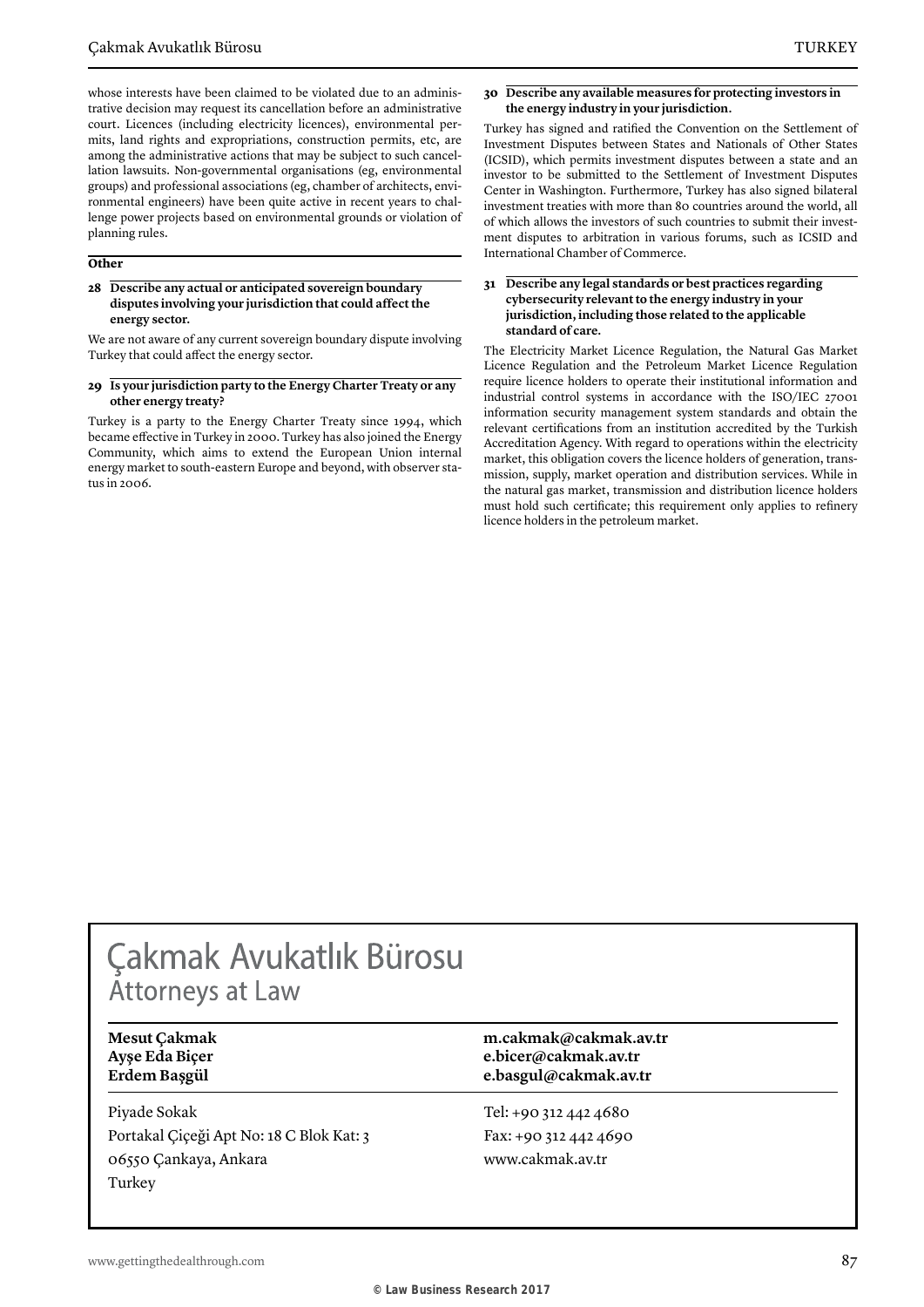whose interests have been claimed to be violated due to an administrative decision may request its cancellation before an administrative court. Licences (including electricity licences), environmental permits, land rights and expropriations, construction permits, etc, are among the administrative actions that may be subject to such cancellation lawsuits. Non-governmental organisations (eg, environmental groups) and professional associations (eg, chamber of architects, environmental engineers) have been quite active in recent years to challenge power projects based on environmental grounds or violation of planning rules.

## Other

### 28 Describe any actual or anticipated sovereign boundary disputes involving your jurisdiction that could affect the energy sector.

We are not aware of any current sovereign boundary dispute involving Turkey that could affect the energy sector.

### 29 Is your jurisdiction party to the Energy Charter Treaty or any other energy treaty?

Turkey is a party to the Energy Charter Treaty since 1994, which became effective in Turkey in 2000. Turkey has also joined the Energy Community, which aims to extend the European Union internal energy market to south-eastern Europe and beyond, with observer status in 2006.

### 30 Describe any available measures for protecting investors in the energy industry in your jurisdiction.

Turkey has signed and ratified the Convention on the Settlement of Investment Disputes between States and Nationals of Other States (ICSID), which permits investment disputes between a state and an investor to be submitted to the Settlement of Investment Disputes Center in Washington. Furthermore, Turkey has also signed bilateral investment treaties with more than 80 countries around the world, all of which allows the investors of such countries to submit their investment disputes to arbitration in various forums, such as ICSID and International Chamber of Commerce.

### 31 Describe any legal standards or best practices regarding cybersecurity relevant to the energy industry in your jurisdiction, including those related to the applicable standard of care.

The Electricity Market Licence Regulation, the Natural Gas Market Licence Regulation and the Petroleum Market Licence Regulation require licence holders to operate their institutional information and industrial control systems in accordance with the ISO/IEC 27001 information security management system standards and obtain the relevant certifications from an institution accredited by the Turkish Accreditation Agency. With regard to operations within the electricity market, this obligation covers the licence holders of generation, transmission, supply, market operation and distribution services. While in the natural gas market, transmission and distribution licence holders must hold such certificate; this requirement only applies to refinery licence holders in the petroleum market.

---

# Çakmak Avukatlık Bürosu
## Attorneys at Law

| | |
|---|---|
| **Mesut Çakmak** | **m.cakmak@cakmak.av.tr** |
| **Ayşe Eda Biçer** | **e.bicer@cakmak.av.tr** |
| **Erdem Başgül** | **e.basgul@cakmak.av.tr** |

Piyade Sokak
Portakal Çiçeği Apt No: 18 C Blok Kat: 3
06550 Çankaya, Ankara
Turkey

Tel: +90 312 442 4680
Fax: +90 312 442 4690
www.cakmak.av.tr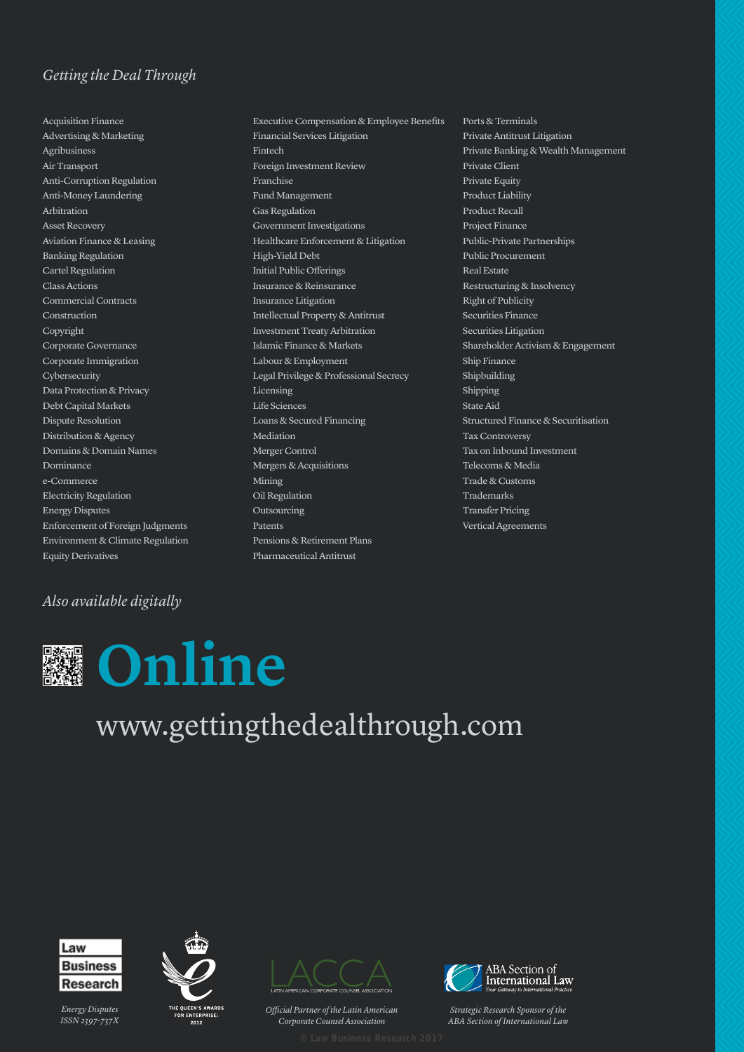*Getting the Deal Through*

Acquisition Finance
Advertising & Marketing
Agribusiness
Air Transport
Anti-Corruption Regulation
Anti-Money Laundering
Arbitration
Asset Recovery
Aviation Finance & Leasing
Banking Regulation
Cartel Regulation
Class Actions
Commercial Contracts
Construction
Copyright
Corporate Governance
Corporate Immigration
Cybersecurity
Data Protection & Privacy
Debt Capital Markets
Dispute Resolution
Distribution & Agency
Domains & Domain Names
Dominance
e-Commerce
Electricity Regulation
Energy Disputes
Enforcement of Foreign Judgments
Environment & Climate Regulation
Equity Derivatives
Executive Compensation & Employee Benefits
Financial Services Litigation
Fintech
Foreign Investment Review
Franchise
Fund Management
Gas Regulation
Government Investigations
Healthcare Enforcement & Litigation
High-Yield Debt
Initial Public Offerings
Insurance & Reinsurance
Insurance Litigation
Intellectual Property & Antitrust
Investment Treaty Arbitration
Islamic Finance & Markets
Labour & Employment
Legal Privilege & Professional Secrecy
Licensing
Life Sciences
Loans & Secured Financing
Mediation
Merger Control
Mergers & Acquisitions
Mining
Oil Regulation
Outsourcing
Patents
Pensions & Retirement Plans
Pharmaceutical Antitrust
Ports & Terminals
Private Antitrust Litigation
Private Banking & Wealth Management
Private Client
Private Equity
Product Liability
Product Recall
Project Finance
Public-Private Partnerships
Public Procurement
Real Estate
Restructuring & Insolvency
Right of Publicity
Securities Finance
Securities Litigation
Shareholder Activism & Engagement
Ship Finance
Shipbuilding
Shipping
State Aid
Structured Finance & Securitisation
Tax Controversy
Tax on Inbound Investment
Telecoms & Media
Trade & Customs
Trademarks
Transfer Pricing
Vertical Agreements

*Also available digitally*

# Online

www.gettingthedealthrough.com

Law Business Research

*Energy Disputes*
*ISSN 2397-737X*

THE QUEEN'S AWARDS FOR ENTERPRISE: 2012

LACCA
LATIN AMERICAN CORPORATE COUNSEL ASSOCIATION

*Official Partner of the Latin American Corporate Counsel Association*

ABA Section of International Law
*Your Gateway to International Practice*

*Strategic Research Sponsor of the ABA Section of International Law*

© Law Business Research 2017